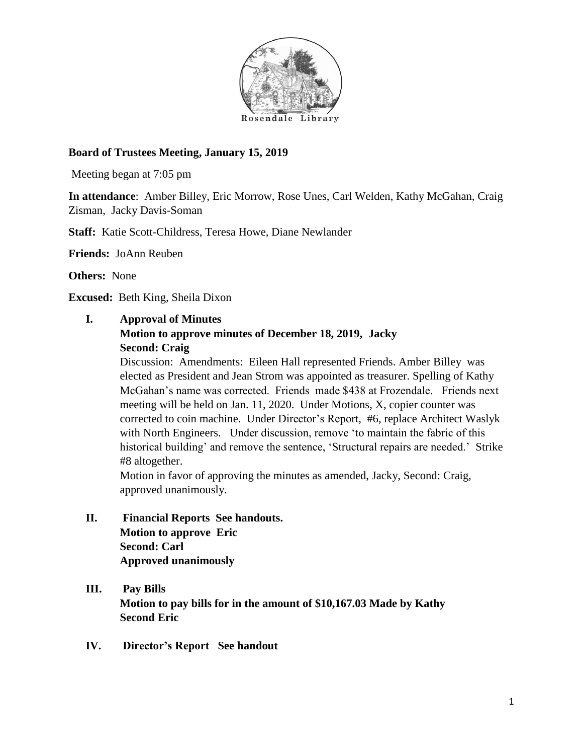Rosendale Library

**Board of Trustees Meeting, January 15, 2019**

Meeting began at 7:05 pm

**In attendance**: Amber Billey, Eric Morrow, Rose Unes, Carl Welden, Kathy McGahan, Craig Zisman, Jacky Davis-Soman

**Staff:** Katie Scott-Childress, Teresa Howe, Diane Newlander

**Friends:** JoAnn Reuben

**Others:** None

**Excused:** Beth King, Sheila Dixon

**I. Approval of Minutes**
**Motion to approve minutes of December 18, 2019, Jacky**
**Second: Craig**

Discussion: Amendments: Eileen Hall represented Friends. Amber Billey was elected as President and Jean Strom was appointed as treasurer. Spelling of Kathy McGahan's name was corrected. Friends made $438 at Frozendale. Friends next meeting will be held on Jan. 11, 2020. Under Motions, X, copier counter was corrected to coin machine. Under Director's Report, #6, replace Architect Waslyk with North Engineers. Under discussion, remove 'to maintain the fabric of this historical building' and remove the sentence, 'Structural repairs are needed.' Strike #8 altogether.

Motion in favor of approving the minutes as amended, Jacky, Second: Craig, approved unanimously.

**II. Financial Reports See handouts.**
**Motion to approve Eric**
**Second: Carl**
**Approved unanimously**

**III. Pay Bills**
**Motion to pay bills for in the amount of $10,167.03 Made by Kathy**
**Second Eric**

**IV. Director's Report See handout**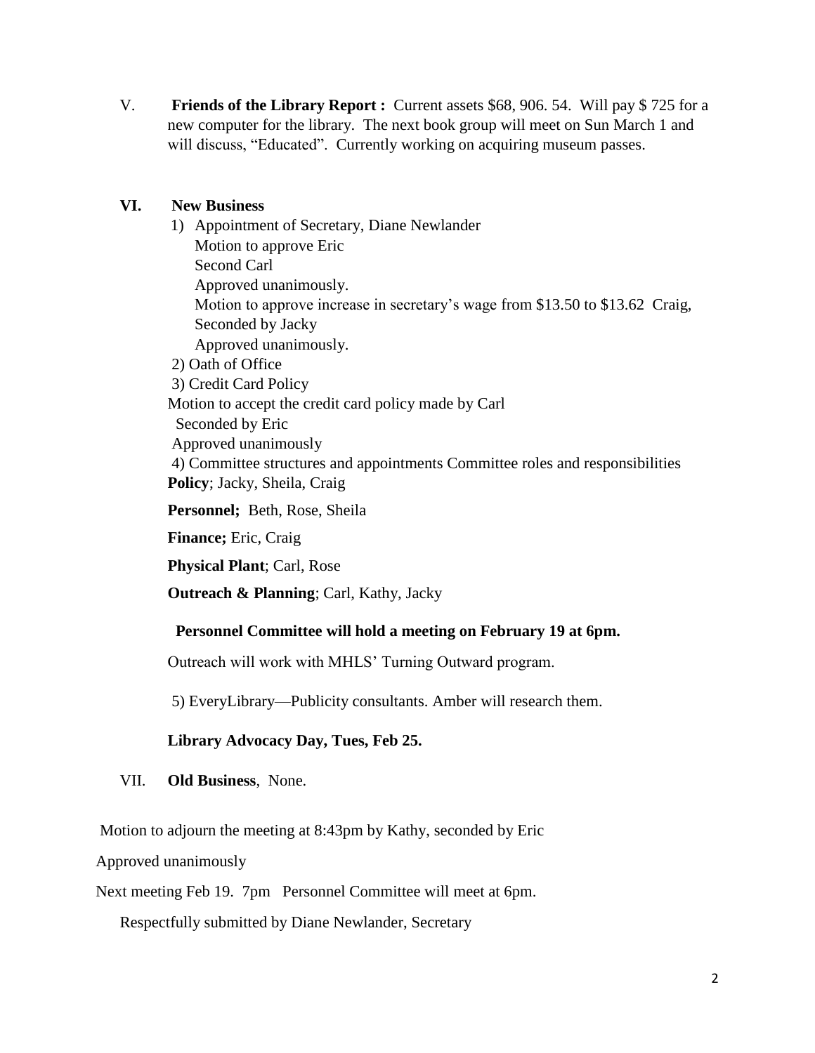V. **Friends of the Library Report :** Current assets $68, 906. 54. Will pay $ 725 for a new computer for the library. The next book group will meet on Sun March 1 and will discuss, "Educated". Currently working on acquiring museum passes.

**VI. New Business**

1) Appointment of Secretary, Diane Newlander
   Motion to approve Eric
   Second Carl
   Approved unanimously.
   Motion to approve increase in secretary's wage from $13.50 to $13.62 Craig,
   Seconded by Jacky
   Approved unanimously.

2) Oath of Office

3) Credit Card Policy
   Motion to accept the credit card policy made by Carl
   Seconded by Eric
   Approved unanimously

4) Committee structures and appointments Committee roles and responsibilities

**Policy**; Jacky, Sheila, Craig

**Personnel;** Beth, Rose, Sheila

**Finance;** Eric, Craig

**Physical Plant**; Carl, Rose

**Outreach & Planning**; Carl, Kathy, Jacky

**Personnel Committee will hold a meeting on February 19 at 6pm.**

Outreach will work with MHLS' Turning Outward program.

5) EveryLibrary—Publicity consultants. Amber will research them.

**Library Advocacy Day, Tues, Feb 25.**

VII. **Old Business**, None.

Motion to adjourn the meeting at 8:43pm by Kathy, seconded by Eric

Approved unanimously

Next meeting Feb 19. 7pm Personnel Committee will meet at 6pm.

Respectfully submitted by Diane Newlander, Secretary